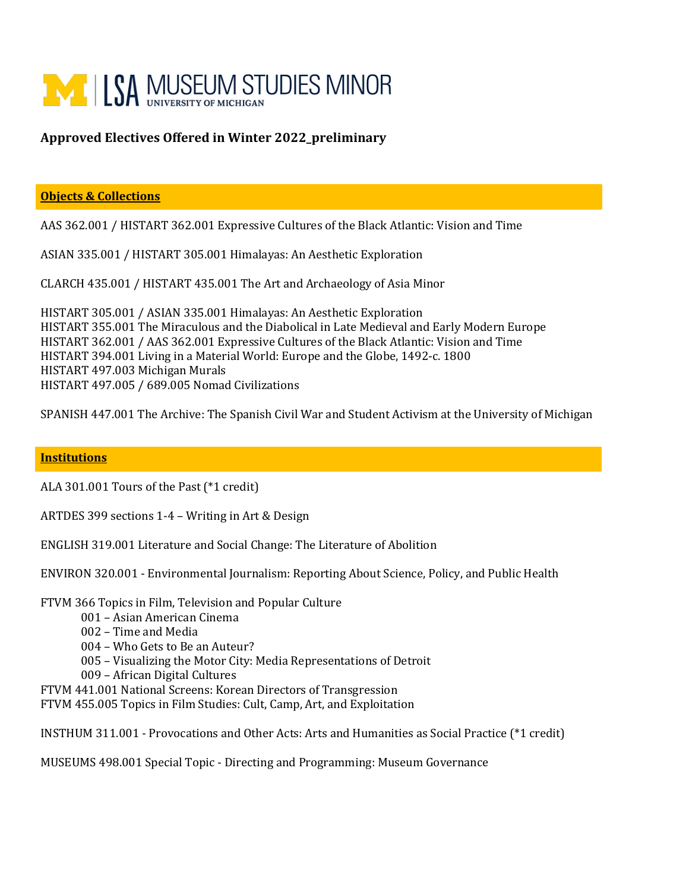# LSA MUSEUM STUDIES MINOR
UNIVERSITY OF MICHIGAN

**Approved Electives Offered in Winter 2022_preliminary**

## Objects & Collections

AAS 362.001 / HISTART 362.001 Expressive Cultures of the Black Atlantic: Vision and Time

ASIAN 335.001 / HISTART 305.001 Himalayas: An Aesthetic Exploration

CLARCH 435.001 / HISTART 435.001 The Art and Archaeology of Asia Minor

HISTART 305.001 / ASIAN 335.001 Himalayas: An Aesthetic Exploration
HISTART 355.001 The Miraculous and the Diabolical in Late Medieval and Early Modern Europe
HISTART 362.001 / AAS 362.001 Expressive Cultures of the Black Atlantic: Vision and Time
HISTART 394.001 Living in a Material World: Europe and the Globe, 1492-c. 1800
HISTART 497.003 Michigan Murals
HISTART 497.005 / 689.005 Nomad Civilizations

SPANISH 447.001 The Archive: The Spanish Civil War and Student Activism at the University of Michigan

## Institutions

ALA 301.001 Tours of the Past (*1 credit)

ARTDES 399 sections 1-4 – Writing in Art & Design

ENGLISH 319.001 Literature and Social Change: The Literature of Abolition

ENVIRON 320.001 - Environmental Journalism: Reporting About Science, Policy, and Public Health

FTVM 366 Topics in Film, Television and Popular Culture
- 001 – Asian American Cinema
- 002 – Time and Media
- 004 – Who Gets to Be an Auteur?
- 005 – Visualizing the Motor City: Media Representations of Detroit
- 009 – African Digital Cultures

FTVM 441.001 National Screens: Korean Directors of Transgression
FTVM 455.005 Topics in Film Studies: Cult, Camp, Art, and Exploitation

INSTHUM 311.001 - Provocations and Other Acts: Arts and Humanities as Social Practice (*1 credit)

MUSEUMS 498.001 Special Topic - Directing and Programming: Museum Governance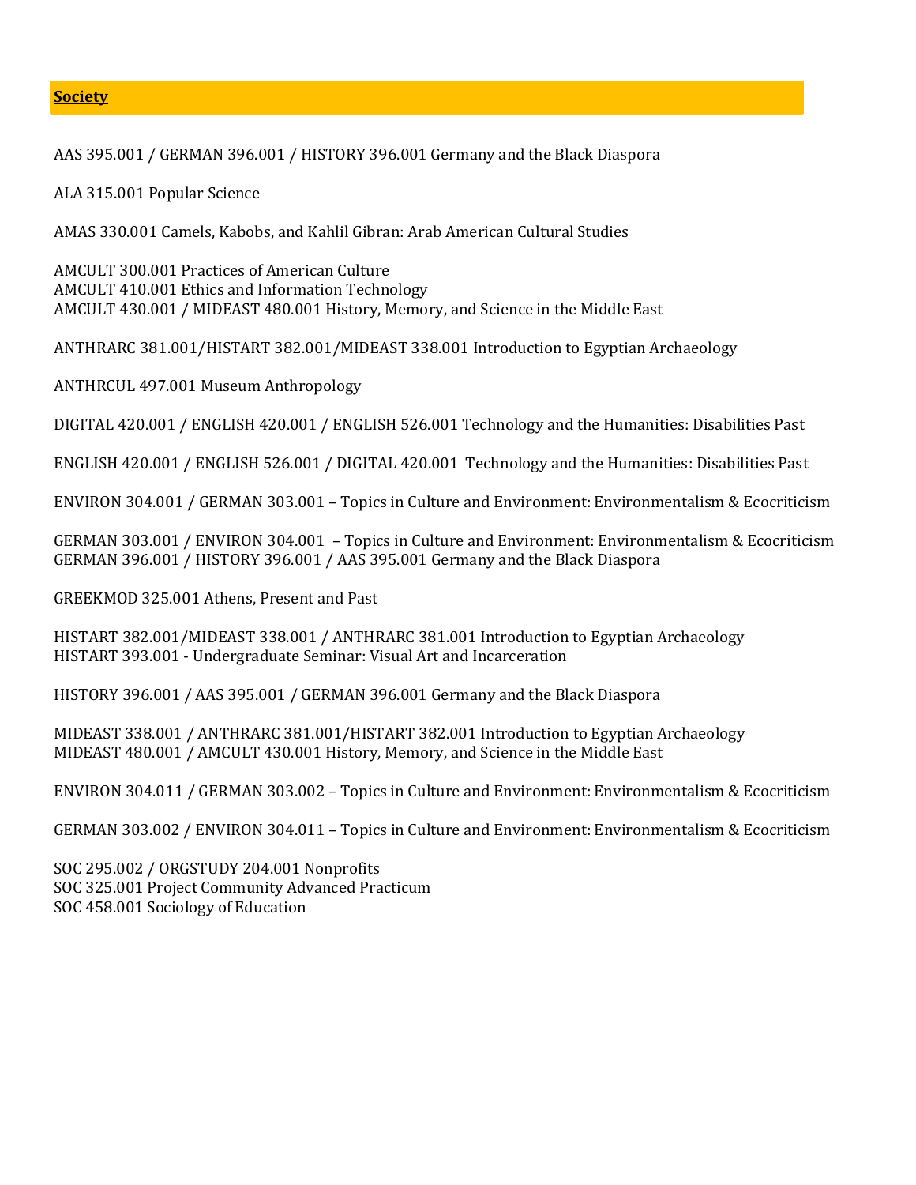## **Society**

AAS 395.001 / GERMAN 396.001 / HISTORY 396.001 Germany and the Black Diaspora

ALA 315.001 Popular Science

AMAS 330.001 Camels, Kabobs, and Kahlil Gibran: Arab American Cultural Studies

AMCULT 300.001 Practices of American Culture
AMCULT 410.001 Ethics and Information Technology
AMCULT 430.001 / MIDEAST 480.001 History, Memory, and Science in the Middle East

ANTHRARC 381.001/HISTART 382.001/MIDEAST 338.001 Introduction to Egyptian Archaeology

ANTHRCUL 497.001 Museum Anthropology

DIGITAL 420.001 / ENGLISH 420.001 / ENGLISH 526.001 Technology and the Humanities: Disabilities Past

ENGLISH 420.001 / ENGLISH 526.001 / DIGITAL 420.001 Technology and the Humanities: Disabilities Past

ENVIRON 304.001 / GERMAN 303.001 – Topics in Culture and Environment: Environmentalism & Ecocriticism

GERMAN 303.001 / ENVIRON 304.001 – Topics in Culture and Environment: Environmentalism & Ecocriticism
GERMAN 396.001 / HISTORY 396.001 / AAS 395.001 Germany and the Black Diaspora

GREEKMOD 325.001 Athens, Present and Past

HISTART 382.001/MIDEAST 338.001 / ANTHRARC 381.001 Introduction to Egyptian Archaeology
HISTART 393.001 - Undergraduate Seminar: Visual Art and Incarceration

HISTORY 396.001 / AAS 395.001 / GERMAN 396.001 Germany and the Black Diaspora

MIDEAST 338.001 / ANTHRARC 381.001/HISTART 382.001 Introduction to Egyptian Archaeology
MIDEAST 480.001 / AMCULT 430.001 History, Memory, and Science in the Middle East

ENVIRON 304.011 / GERMAN 303.002 – Topics in Culture and Environment: Environmentalism & Ecocriticism

GERMAN 303.002 / ENVIRON 304.011 – Topics in Culture and Environment: Environmentalism & Ecocriticism

SOC 295.002 / ORGSTUDY 204.001 Nonprofits
SOC 325.001 Project Community Advanced Practicum
SOC 458.001 Sociology of Education